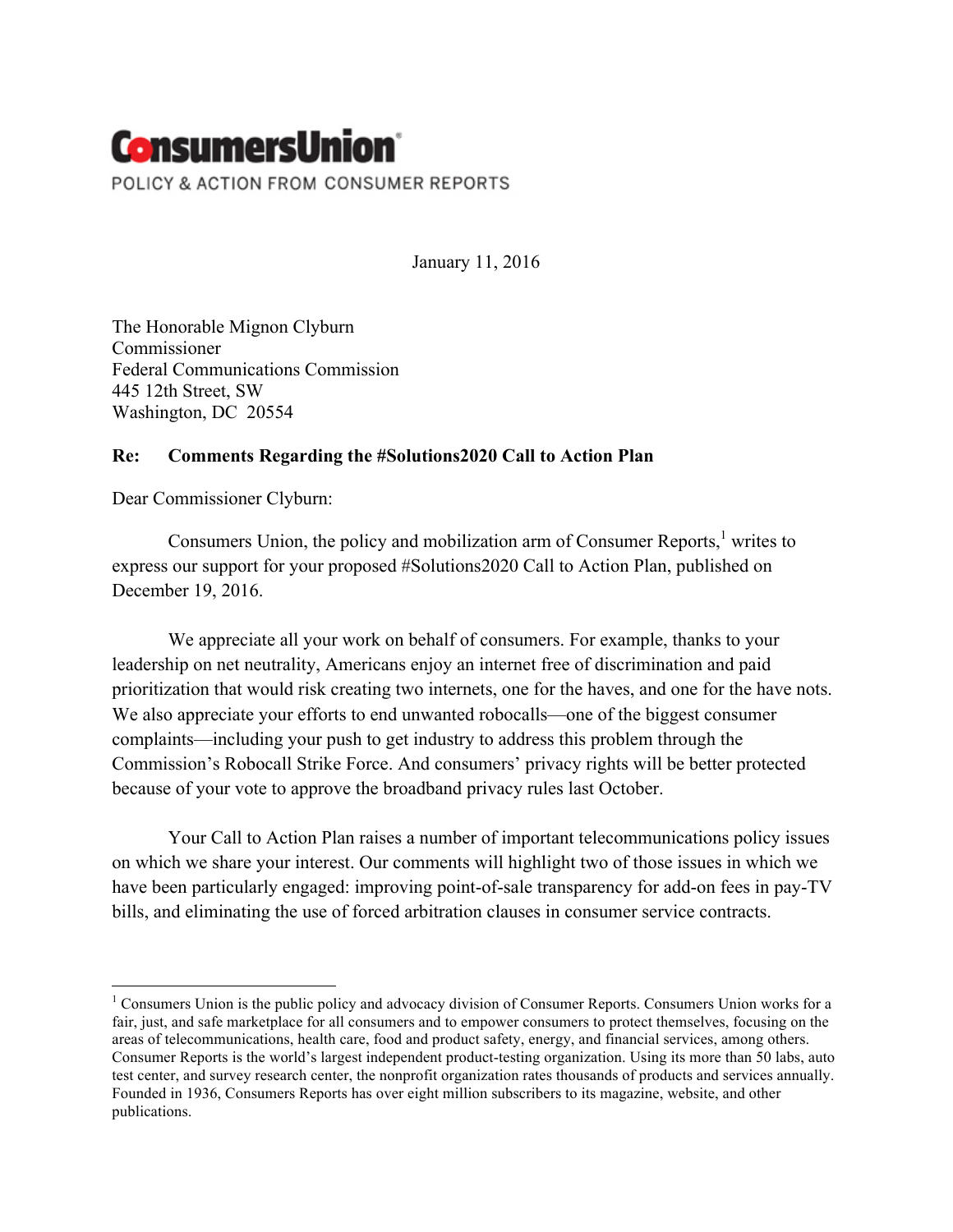**ConsumersUnion**

POLICY & ACTION FROM CONSUMER REPORTS

January 11, 2016

The Honorable Mignon Clyburn
Commissioner
Federal Communications Commission
445 12th Street, SW
Washington, DC 20554

**Re: Comments Regarding the #Solutions2020 Call to Action Plan**

Dear Commissioner Clyburn:

Consumers Union, the policy and mobilization arm of Consumer Reports,[1] writes to express our support for your proposed #Solutions2020 Call to Action Plan, published on December 19, 2016.

We appreciate all your work on behalf of consumers. For example, thanks to your leadership on net neutrality, Americans enjoy an internet free of discrimination and paid prioritization that would risk creating two internets, one for the haves, and one for the have nots. We also appreciate your efforts to end unwanted robocalls—one of the biggest consumer complaints—including your push to get industry to address this problem through the Commission's Robocall Strike Force. And consumers' privacy rights will be better protected because of your vote to approve the broadband privacy rules last October.

Your Call to Action Plan raises a number of important telecommunications policy issues on which we share your interest. Our comments will highlight two of those issues in which we have been particularly engaged: improving point-of-sale transparency for add-on fees in pay-TV bills, and eliminating the use of forced arbitration clauses in consumer service contracts.

---

[1] Consumers Union is the public policy and advocacy division of Consumer Reports. Consumers Union works for a fair, just, and safe marketplace for all consumers and to empower consumers to protect themselves, focusing on the areas of telecommunications, health care, food and product safety, energy, and financial services, among others. Consumer Reports is the world's largest independent product-testing organization. Using its more than 50 labs, auto test center, and survey research center, the nonprofit organization rates thousands of products and services annually. Founded in 1936, Consumers Reports has over eight million subscribers to its magazine, website, and other publications.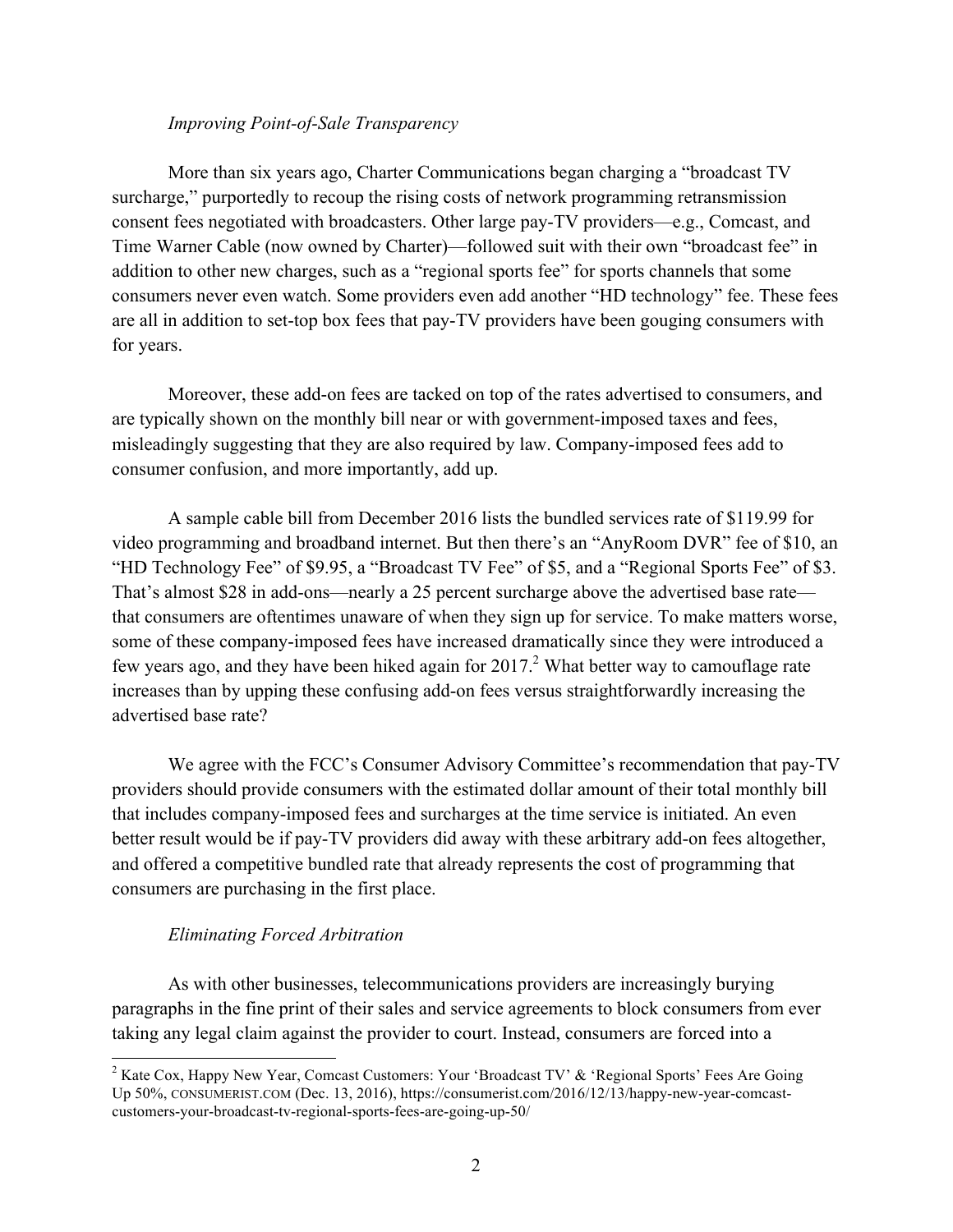*Improving Point-of-Sale Transparency*

More than six years ago, Charter Communications began charging a "broadcast TV surcharge," purportedly to recoup the rising costs of network programming retransmission consent fees negotiated with broadcasters. Other large pay-TV providers—e.g., Comcast, and Time Warner Cable (now owned by Charter)—followed suit with their own "broadcast fee" in addition to other new charges, such as a "regional sports fee" for sports channels that some consumers never even watch. Some providers even add another "HD technology" fee. These fees are all in addition to set-top box fees that pay-TV providers have been gouging consumers with for years.

Moreover, these add-on fees are tacked on top of the rates advertised to consumers, and are typically shown on the monthly bill near or with government-imposed taxes and fees, misleadingly suggesting that they are also required by law. Company-imposed fees add to consumer confusion, and more importantly, add up.

A sample cable bill from December 2016 lists the bundled services rate of $119.99 for video programming and broadband internet. But then there's an "AnyRoom DVR" fee of $10, an "HD Technology Fee" of $9.95, a "Broadcast TV Fee" of $5, and a "Regional Sports Fee" of $3. That's almost $28 in add-ons—nearly a 25 percent surcharge above the advertised base rate—that consumers are oftentimes unaware of when they sign up for service. To make matters worse, some of these company-imposed fees have increased dramatically since they were introduced a few years ago, and they have been hiked again for 2017.[2] What better way to camouflage rate increases than by upping these confusing add-on fees versus straightforwardly increasing the advertised base rate?

We agree with the FCC's Consumer Advisory Committee's recommendation that pay-TV providers should provide consumers with the estimated dollar amount of their total monthly bill that includes company-imposed fees and surcharges at the time service is initiated. An even better result would be if pay-TV providers did away with these arbitrary add-on fees altogether, and offered a competitive bundled rate that already represents the cost of programming that consumers are purchasing in the first place.

*Eliminating Forced Arbitration*

As with other businesses, telecommunications providers are increasingly burying paragraphs in the fine print of their sales and service agreements to block consumers from ever taking any legal claim against the provider to court. Instead, consumers are forced into a

[2] Kate Cox, Happy New Year, Comcast Customers: Your 'Broadcast TV' & 'Regional Sports' Fees Are Going Up 50%, CONSUMERIST.COM (Dec. 13, 2016), https://consumerist.com/2016/12/13/happy-new-year-comcast-customers-your-broadcast-tv-regional-sports-fees-are-going-up-50/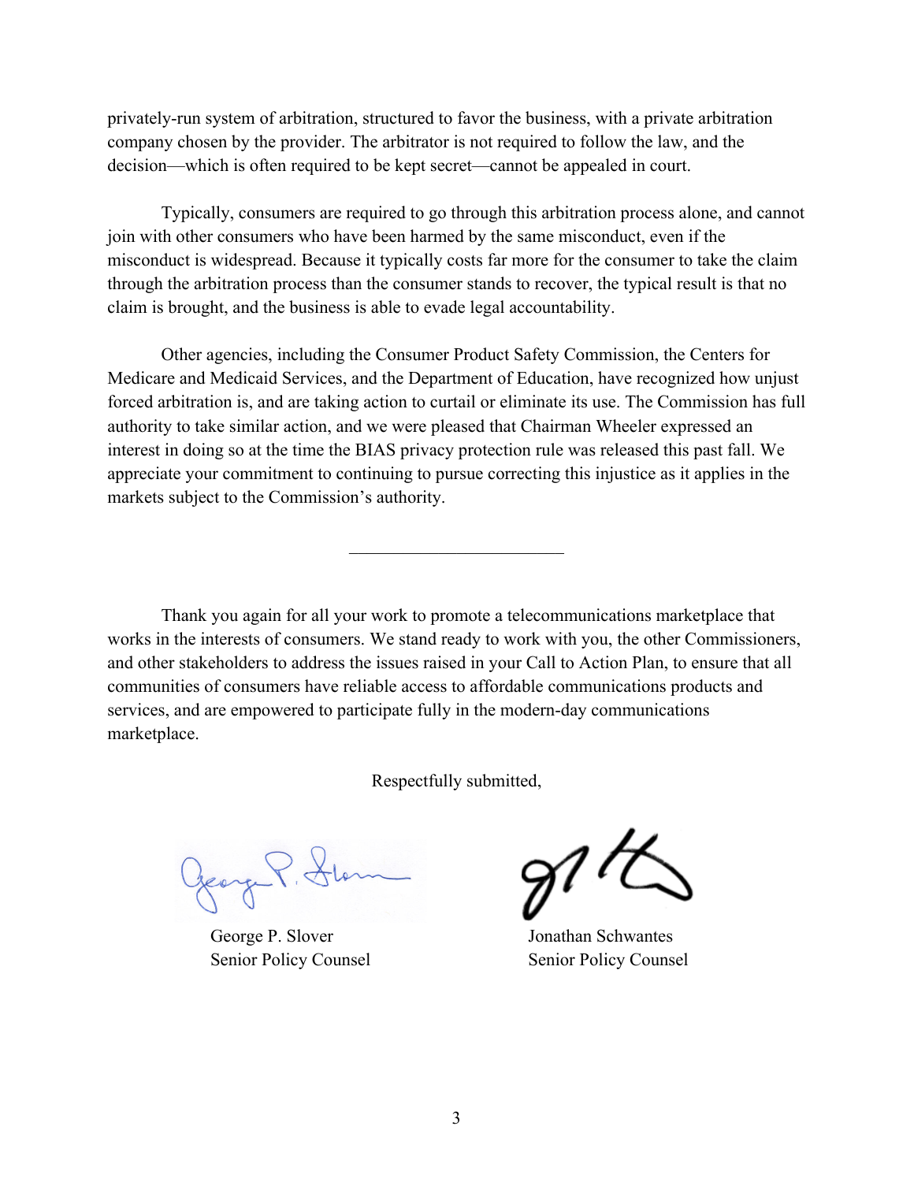privately-run system of arbitration, structured to favor the business, with a private arbitration company chosen by the provider. The arbitrator is not required to follow the law, and the decision—which is often required to be kept secret—cannot be appealed in court.

Typically, consumers are required to go through this arbitration process alone, and cannot join with other consumers who have been harmed by the same misconduct, even if the misconduct is widespread. Because it typically costs far more for the consumer to take the claim through the arbitration process than the consumer stands to recover, the typical result is that no claim is brought, and the business is able to evade legal accountability.

Other agencies, including the Consumer Product Safety Commission, the Centers for Medicare and Medicaid Services, and the Department of Education, have recognized how unjust forced arbitration is, and are taking action to curtail or eliminate its use. The Commission has full authority to take similar action, and we were pleased that Chairman Wheeler expressed an interest in doing so at the time the BIAS privacy protection rule was released this past fall. We appreciate your commitment to continuing to pursue correcting this injustice as it applies in the markets subject to the Commission's authority.

---

Thank you again for all your work to promote a telecommunications marketplace that works in the interests of consumers. We stand ready to work with you, the other Commissioners, and other stakeholders to address the issues raised in your Call to Action Plan, to ensure that all communities of consumers have reliable access to affordable communications products and services, and are empowered to participate fully in the modern-day communications marketplace.

Respectfully submitted,

George P. Slover
Senior Policy Counsel

Jonathan Schwantes
Senior Policy Counsel